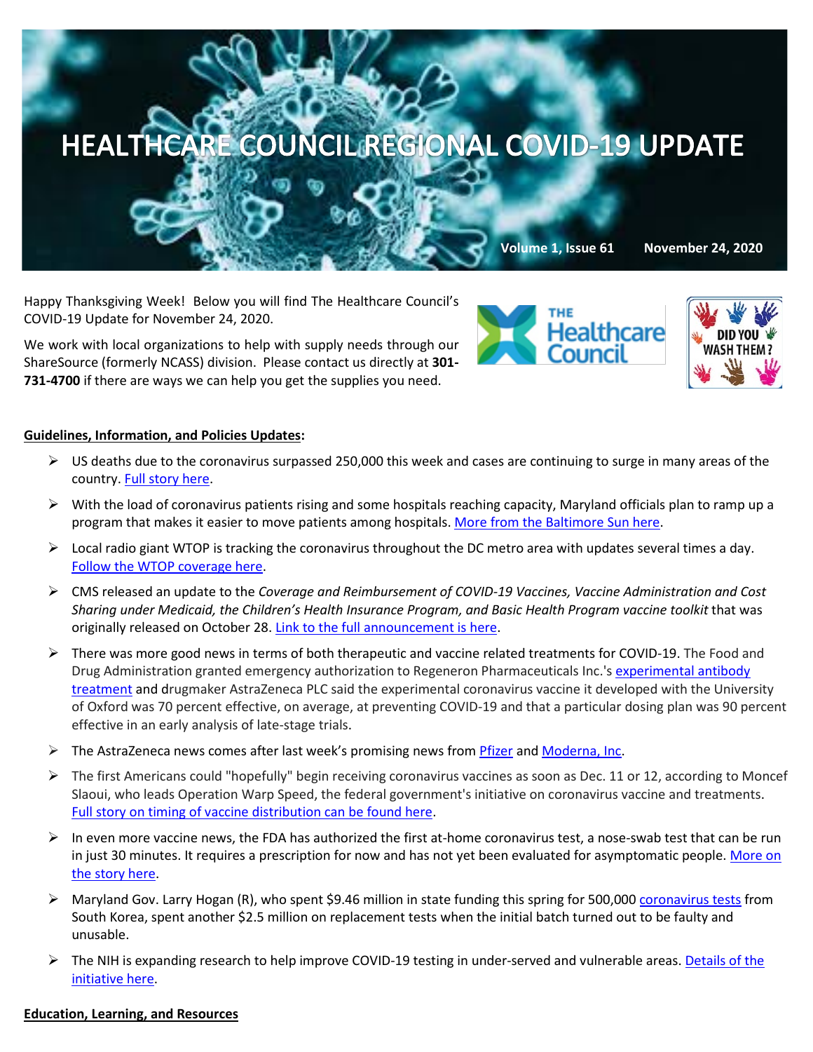# HEALTHCARE COUNCIL REGIONAL COVID-19 UPDATE

**Volume 1, Issue 61 November 24, 2020**

Happy Thanksgiving Week! Below you will find The Healthcare Council's COVID-19 Update for November 24, 2020.

We work with local organizations to help with supply needs through our ShareSource (formerly NCASS) division. Please contact us directly at **301-731-4700** if there are ways we can help you get the supplies you need.

THE Healthcare Council

DID YOU WASH THEM?

**Guidelines, Information, and Policies Updates:**

- US deaths due to the coronavirus surpassed 250,000 this week and cases are continuing to surge in many areas of the country. Full story here.
- With the load of coronavirus patients rising and some hospitals reaching capacity, Maryland officials plan to ramp up a program that makes it easier to move patients among hospitals. More from the Baltimore Sun here.
- Local radio giant WTOP is tracking the coronavirus throughout the DC metro area with updates several times a day. Follow the WTOP coverage here.
- CMS released an update to the *Coverage and Reimbursement of COVID-19 Vaccines, Vaccine Administration and Cost Sharing under Medicaid, the Children's Health Insurance Program, and Basic Health Program vaccine toolkit* that was originally released on October 28. Link to the full announcement is here.
- There was more good news in terms of both therapeutic and vaccine related treatments for COVID-19. The Food and Drug Administration granted emergency authorization to Regeneron Pharmaceuticals Inc.'s experimental antibody treatment and drugmaker AstraZeneca PLC said the experimental coronavirus vaccine it developed with the University of Oxford was 70 percent effective, on average, at preventing COVID-19 and that a particular dosing plan was 90 percent effective in an early analysis of late-stage trials.
- The AstraZeneca news comes after last week's promising news from Pfizer and Moderna, Inc.
- The first Americans could "hopefully" begin receiving coronavirus vaccines as soon as Dec. 11 or 12, according to Moncef Slaoui, who leads Operation Warp Speed, the federal government's initiative on coronavirus vaccine and treatments. Full story on timing of vaccine distribution can be found here.
- In even more vaccine news, the FDA has authorized the first at-home coronavirus test, a nose-swab test that can be run in just 30 minutes. It requires a prescription for now and has not yet been evaluated for asymptomatic people. More on the story here.
- Maryland Gov. Larry Hogan (R), who spent $9.46 million in state funding this spring for 500,000 coronavirus tests from South Korea, spent another $2.5 million on replacement tests when the initial batch turned out to be faulty and unusable.
- The NIH is expanding research to help improve COVID-19 testing in under-served and vulnerable areas. Details of the initiative here.

**Education, Learning, and Resources**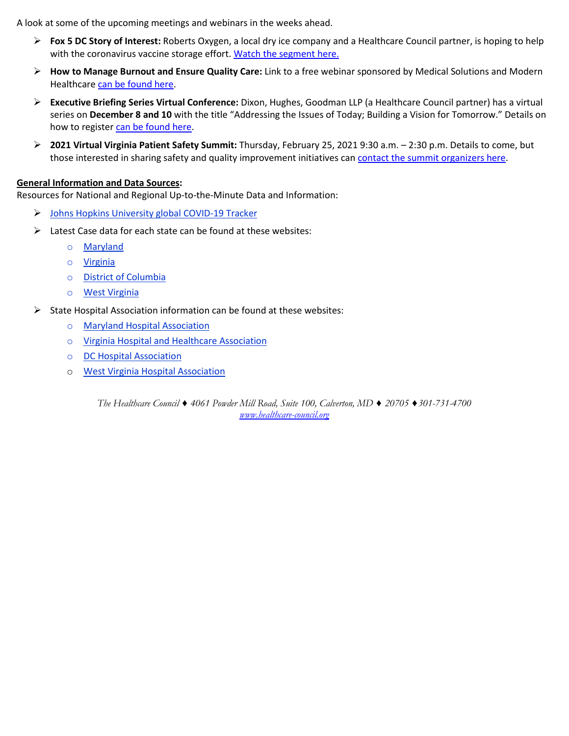A look at some of the upcoming meetings and webinars in the weeks ahead.

- **Fox 5 DC Story of Interest:** Roberts Oxygen, a local dry ice company and a Healthcare Council partner, is hoping to help with the coronavirus vaccine storage effort. Watch the segment here.
- **How to Manage Burnout and Ensure Quality Care:** Link to a free webinar sponsored by Medical Solutions and Modern Healthcare can be found here.
- **Executive Briefing Series Virtual Conference:** Dixon, Hughes, Goodman LLP (a Healthcare Council partner) has a virtual series on **December 8 and 10** with the title "Addressing the Issues of Today; Building a Vision for Tomorrow." Details on how to register can be found here.
- **2021 Virtual Virginia Patient Safety Summit:** Thursday, February 25, 2021 9:30 a.m. – 2:30 p.m. Details to come, but those interested in sharing safety and quality improvement initiatives can contact the summit organizers here.

**General Information and Data Sources:**

Resources for National and Regional Up-to-the-Minute Data and Information:

- Johns Hopkins University global COVID-19 Tracker
- Latest Case data for each state can be found at these websites:
  - Maryland
  - Virginia
  - District of Columbia
  - West Virginia
- State Hospital Association information can be found at these websites:
  - Maryland Hospital Association
  - Virginia Hospital and Healthcare Association
  - DC Hospital Association
  - West Virginia Hospital Association

*The Healthcare Council ♦ 4061 Powder Mill Road, Suite 100, Calverton, MD ♦ 20705 ♦301-731-4700*
*www.healthcare-council.org*